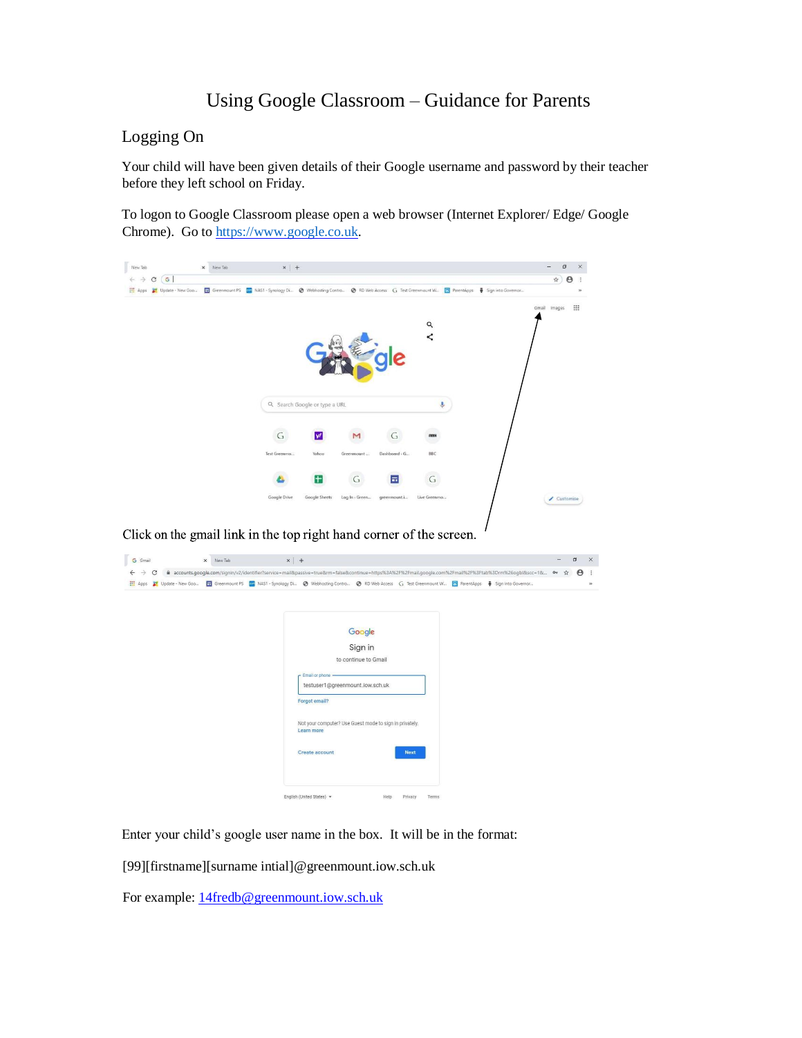# Using Google Classroom – Guidance for Parents

## Logging On

Your child will have been given details of their Google username and password by their teacher before they left school on Friday.

To logon to Google Classroom please open a web browser (Internet Explorer/ Edge/ Google Chrome). Go to https://www.google.co.uk.

Click on the gmail link in the top right hand corner of the screen.

Enter your child's google user name in the box. It will be in the format:

[99][firstname][surname intial]@greenmount.iow.sch.uk

For example: 14fredb@greenmount.iow.sch.uk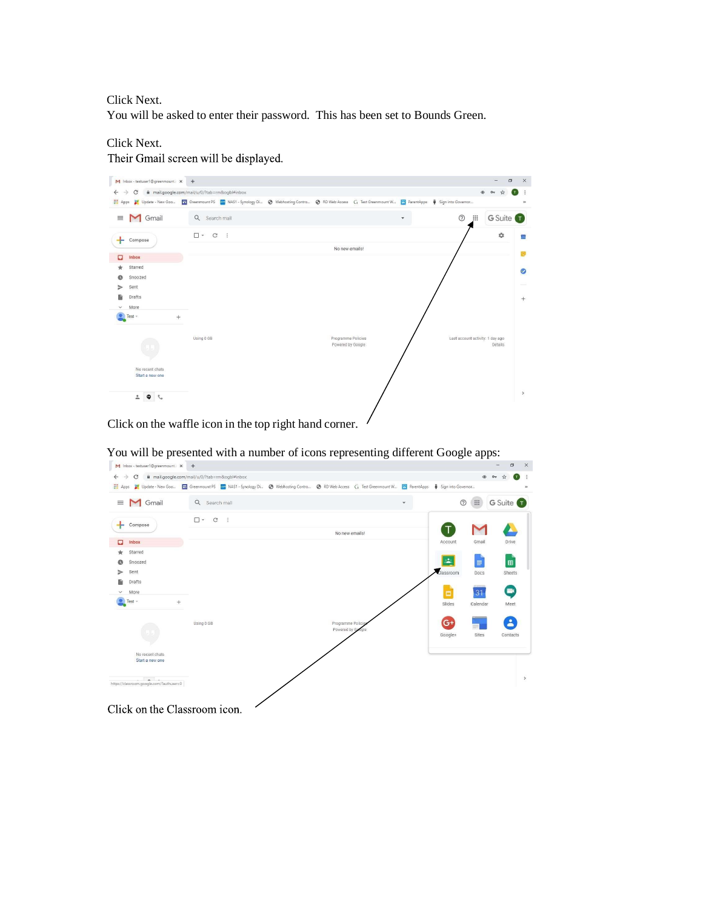Click Next.
You will be asked to enter their password.  This has been set to Bounds Green.

Click Next.
Their Gmail screen will be displayed.

Click on the waffle icon in the top right hand corner.

You will be presented with a number of icons representing different Google apps:

Click on the Classroom icon.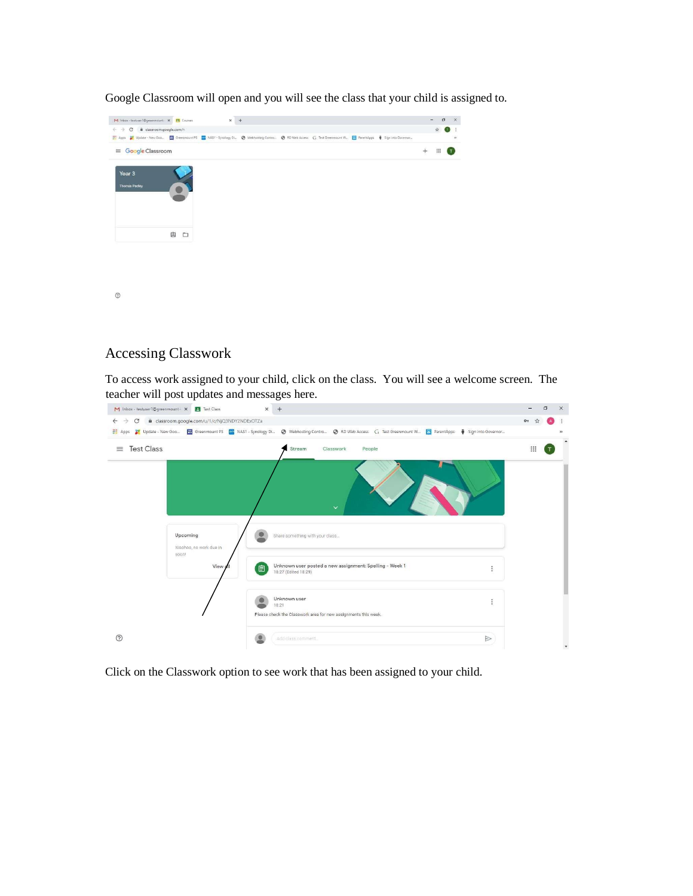Google Classroom will open and you will see the class that your child is assigned to.

## Accessing Classwork

To access work assigned to your child, click on the class. You will see a welcome screen. The teacher will post updates and messages here.

Click on the Classwork option to see work that has been assigned to your child.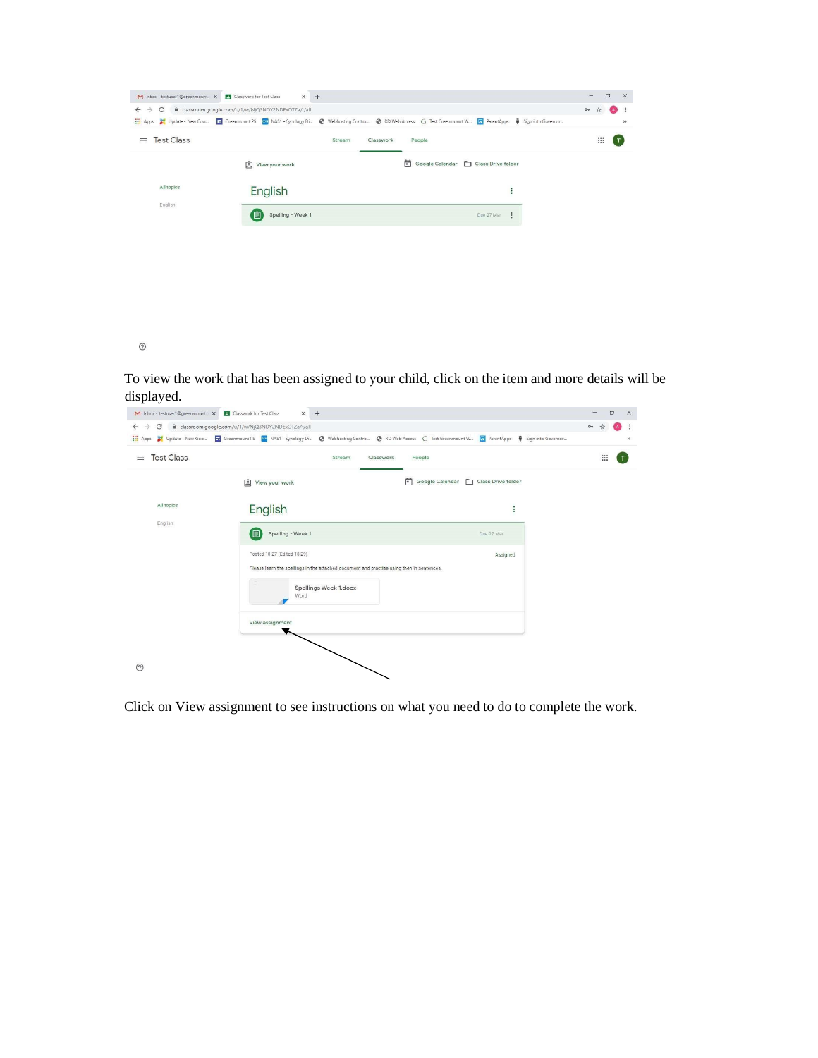To view the work that has been assigned to your child, click on the item and more details will be displayed.

Click on View assignment to see instructions on what you need to do to complete the work.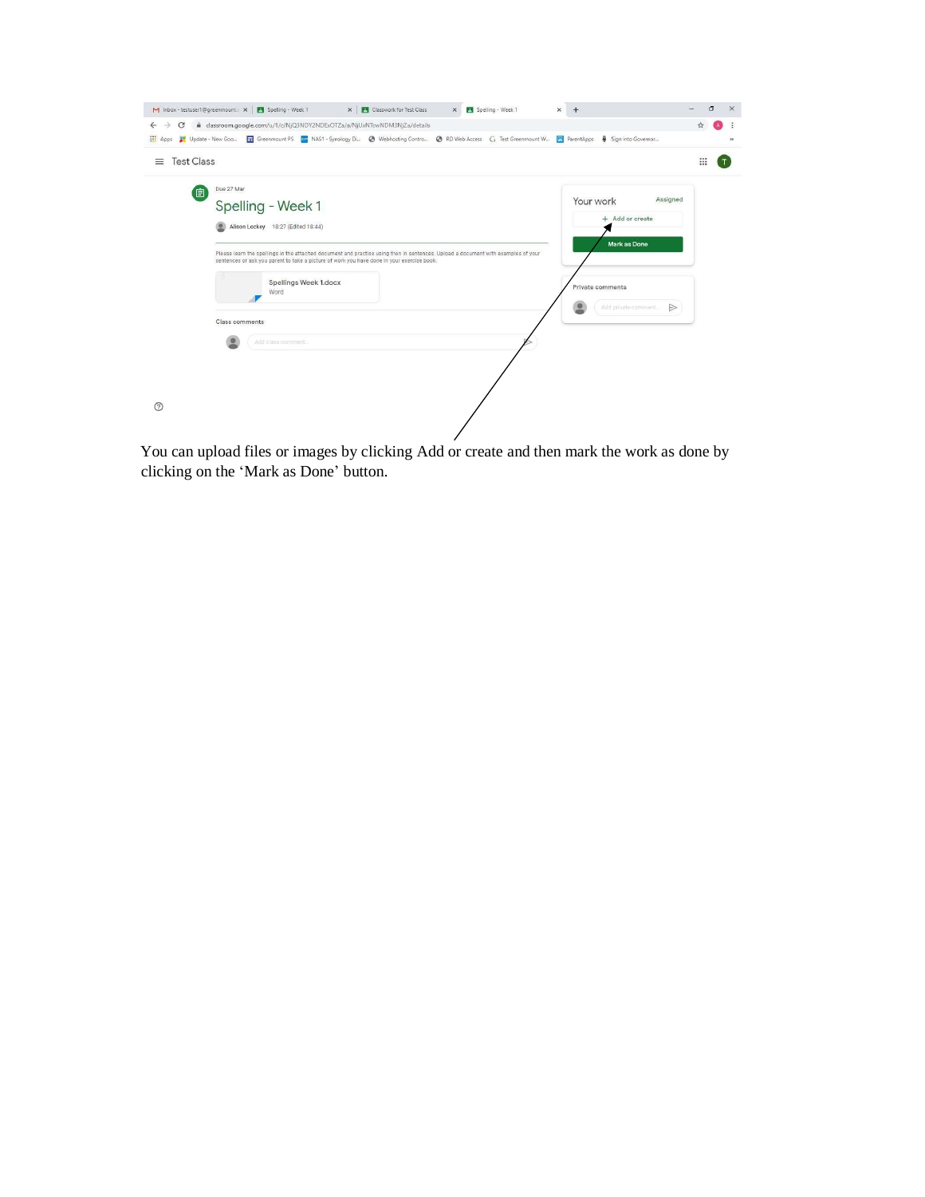You can upload files or images by clicking Add or create and then mark the work as done by clicking on the ‘Mark as Done’ button.